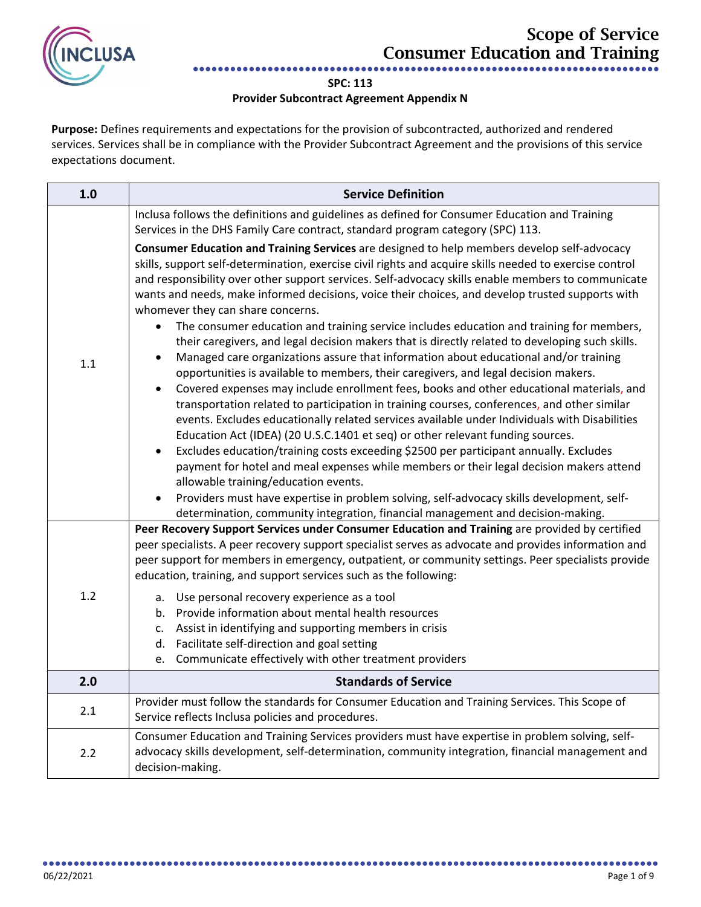# Scope of Service
## Consumer Education and Training

**SPC: 113**
**Provider Subcontract Agreement Appendix N**

**Purpose:** Defines requirements and expectations for the provision of subcontracted, authorized and rendered services. Services shall be in compliance with the Provider Subcontract Agreement and the provisions of this service expectations document.

| 1.0 | Service Definition |
|---|---|
| 1.1 | Inclusa follows the definitions and guidelines as defined for Consumer Education and Training Services in the DHS Family Care contract, standard program category (SPC) 113.<br><br>**Consumer Education and Training Services** are designed to help members develop self-advocacy skills, support self-determination, exercise civil rights and acquire skills needed to exercise control and responsibility over other support services. Self-advocacy skills enable members to communicate wants and needs, make informed decisions, voice their choices, and develop trusted supports with whomever they can share concerns.<br>• The consumer education and training service includes education and training for members, their caregivers, and legal decision makers that is directly related to developing such skills.<br>• Managed care organizations assure that information about educational and/or training opportunities is available to members, their caregivers, and legal decision makers.<br>• Covered expenses may include enrollment fees, books and other educational materials, and transportation related to participation in training courses, conferences, and other similar events. Excludes educationally related services available under Individuals with Disabilities Education Act (IDEA) (20 U.S.C.1401 et seq) or other relevant funding sources.<br>• Excludes education/training costs exceeding $2500 per participant annually. Excludes payment for hotel and meal expenses while members or their legal decision makers attend allowable training/education events.<br>• Providers must have expertise in problem solving, self-advocacy skills development, self-determination, community integration, financial management and decision-making. |
| 1.2 | **Peer Recovery Support Services under Consumer Education and Training** are provided by certified peer specialists. A peer recovery support specialist serves as advocate and provides information and peer support for members in emergency, outpatient, or community settings. Peer specialists provide education, training, and support services such as the following:<br>a. Use personal recovery experience as a tool<br>b. Provide information about mental health resources<br>c. Assist in identifying and supporting members in crisis<br>d. Facilitate self-direction and goal setting<br>e. Communicate effectively with other treatment providers |
| **2.0** | **Standards of Service** |
| 2.1 | Provider must follow the standards for Consumer Education and Training Services. This Scope of Service reflects Inclusa policies and procedures. |
| 2.2 | Consumer Education and Training Services providers must have expertise in problem solving, self-advocacy skills development, self-determination, community integration, financial management and decision-making. |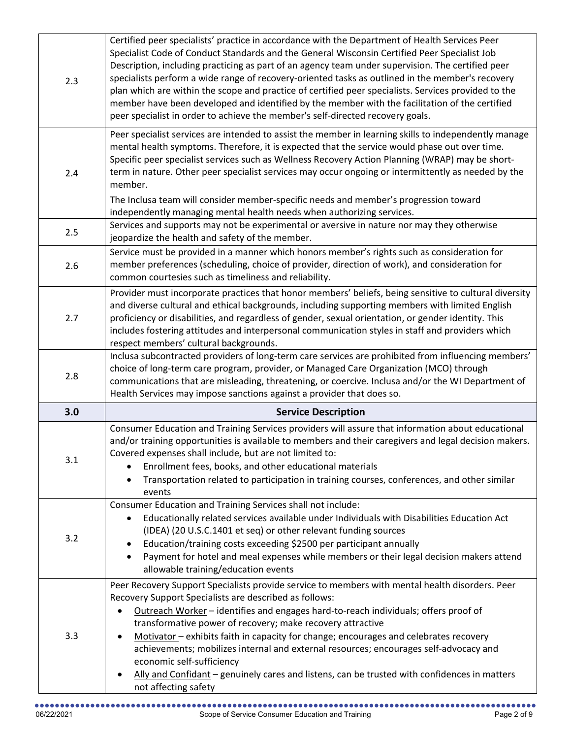| | |
|---|---|
| 2.3 | Certified peer specialists' practice in accordance with the Department of Health Services Peer Specialist Code of Conduct Standards and the General Wisconsin Certified Peer Specialist Job Description, including practicing as part of an agency team under supervision. The certified peer specialists perform a wide range of recovery-oriented tasks as outlined in the member's recovery plan which are within the scope and practice of certified peer specialists. Services provided to the member have been developed and identified by the member with the facilitation of the certified peer specialist in order to achieve the member's self-directed recovery goals. |
| 2.4 | Peer specialist services are intended to assist the member in learning skills to independently manage mental health symptoms. Therefore, it is expected that the service would phase out over time. Specific peer specialist services such as Wellness Recovery Action Planning (WRAP) may be short-term in nature. Other peer specialist services may occur ongoing or intermittently as needed by the member.<br><br>The Inclusa team will consider member-specific needs and member's progression toward independently managing mental health needs when authorizing services. |
| 2.5 | Services and supports may not be experimental or aversive in nature nor may they otherwise jeopardize the health and safety of the member. |
| 2.6 | Service must be provided in a manner which honors member's rights such as consideration for member preferences (scheduling, choice of provider, direction of work), and consideration for common courtesies such as timeliness and reliability. |
| 2.7 | Provider must incorporate practices that honor members' beliefs, being sensitive to cultural diversity and diverse cultural and ethical backgrounds, including supporting members with limited English proficiency or disabilities, and regardless of gender, sexual orientation, or gender identity. This includes fostering attitudes and interpersonal communication styles in staff and providers which respect members' cultural backgrounds. |
| 2.8 | Inclusa subcontracted providers of long-term care services are prohibited from influencing members' choice of long-term care program, provider, or Managed Care Organization (MCO) through communications that are misleading, threatening, or coercive. Inclusa and/or the WI Department of Health Services may impose sanctions against a provider that does so. |
| **3.0** | **Service Description** |
| 3.1 | Consumer Education and Training Services providers will assure that information about educational and/or training opportunities is available to members and their caregivers and legal decision makers. Covered expenses shall include, but are not limited to:<br>• Enrollment fees, books, and other educational materials<br>• Transportation related to participation in training courses, conferences, and other similar events |
| 3.2 | Consumer Education and Training Services shall not include:<br>• Educationally related services available under Individuals with Disabilities Education Act (IDEA) (20 U.S.C.1401 et seq) or other relevant funding sources<br>• Education/training costs exceeding $2500 per participant annually<br>• Payment for hotel and meal expenses while members or their legal decision makers attend allowable training/education events |
| 3.3 | Peer Recovery Support Specialists provide service to members with mental health disorders. Peer Recovery Support Specialists are described as follows:<br>• <u>Outreach Worker</u> – identifies and engages hard-to-reach individuals; offers proof of transformative power of recovery; make recovery attractive<br>• <u>Motivator</u> – exhibits faith in capacity for change; encourages and celebrates recovery achievements; mobilizes internal and external resources; encourages self-advocacy and economic self-sufficiency<br>• <u>Ally and Confidant</u> – genuinely cares and listens, can be trusted with confidences in matters not affecting safety |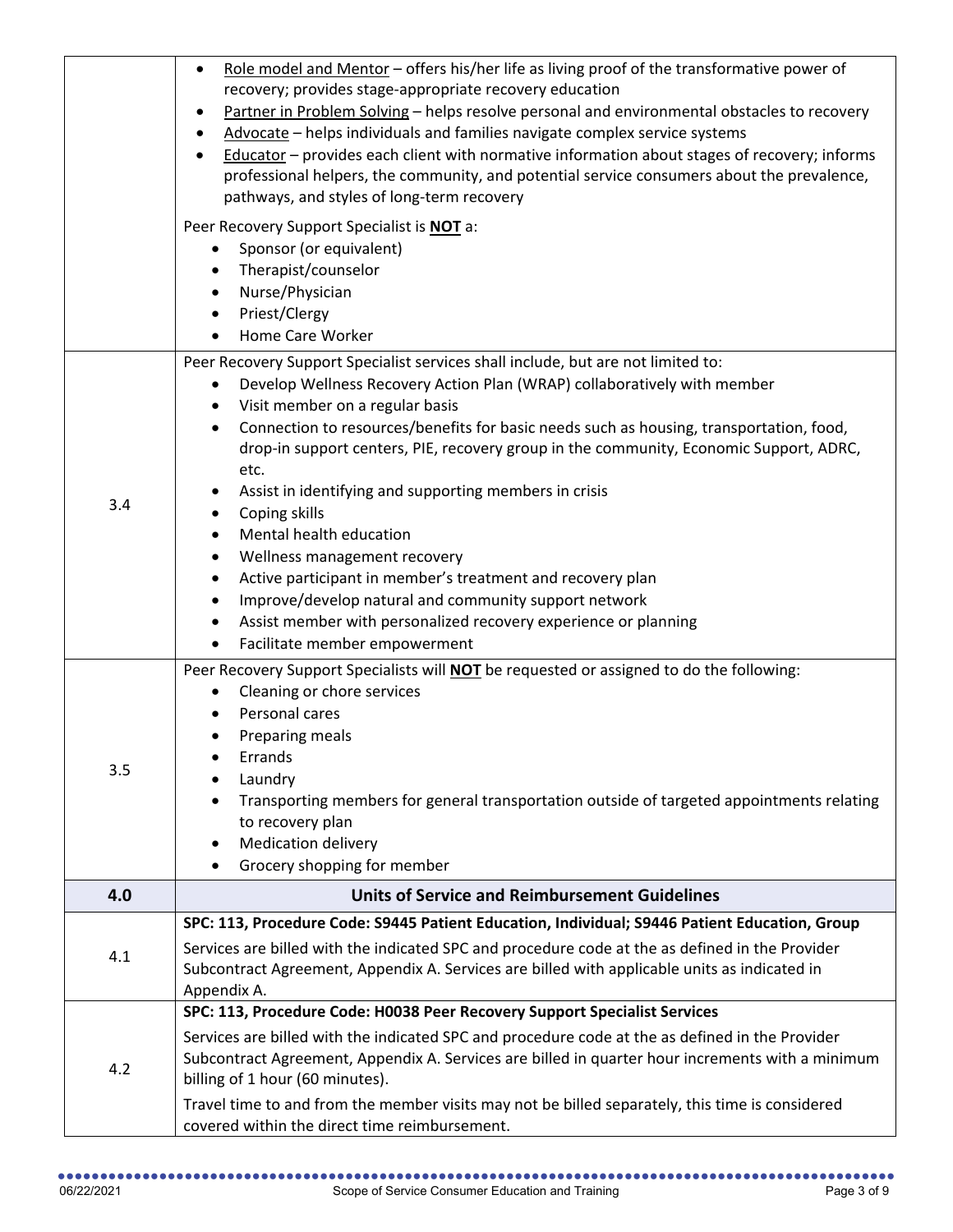| | |
|---|---|
| | • Role model and Mentor – offers his/her life as living proof of the transformative power of recovery; provides stage-appropriate recovery education<br>• Partner in Problem Solving – helps resolve personal and environmental obstacles to recovery<br>• Advocate – helps individuals and families navigate complex service systems<br>• Educator – provides each client with normative information about stages of recovery; informs professional helpers, the community, and potential service consumers about the prevalence, pathways, and styles of long-term recovery<br><br>Peer Recovery Support Specialist is **NOT** a:<br>• Sponsor (or equivalent)<br>• Therapist/counselor<br>• Nurse/Physician<br>• Priest/Clergy<br>• Home Care Worker |
| 3.4 | Peer Recovery Support Specialist services shall include, but are not limited to:<br>• Develop Wellness Recovery Action Plan (WRAP) collaboratively with member<br>• Visit member on a regular basis<br>• Connection to resources/benefits for basic needs such as housing, transportation, food, drop-in support centers, PIE, recovery group in the community, Economic Support, ADRC, etc.<br>• Assist in identifying and supporting members in crisis<br>• Coping skills<br>• Mental health education<br>• Wellness management recovery<br>• Active participant in member's treatment and recovery plan<br>• Improve/develop natural and community support network<br>• Assist member with personalized recovery experience or planning<br>• Facilitate member empowerment |
| 3.5 | Peer Recovery Support Specialists will **NOT** be requested or assigned to do the following:<br>• Cleaning or chore services<br>• Personal cares<br>• Preparing meals<br>• Errands<br>• Laundry<br>• Transporting members for general transportation outside of targeted appointments relating to recovery plan<br>• Medication delivery<br>• Grocery shopping for member |
| **4.0** | **Units of Service and Reimbursement Guidelines** |
| 4.1 | **SPC: 113, Procedure Code: S9445 Patient Education, Individual; S9446 Patient Education, Group**<br><br>Services are billed with the indicated SPC and procedure code at the as defined in the Provider Subcontract Agreement, Appendix A. Services are billed with applicable units as indicated in Appendix A. |
| 4.2 | **SPC: 113, Procedure Code: H0038 Peer Recovery Support Specialist Services**<br><br>Services are billed with the indicated SPC and procedure code at the as defined in the Provider Subcontract Agreement, Appendix A. Services are billed in quarter hour increments with a minimum billing of 1 hour (60 minutes).<br><br>Travel time to and from the member visits may not be billed separately, this time is considered covered within the direct time reimbursement. |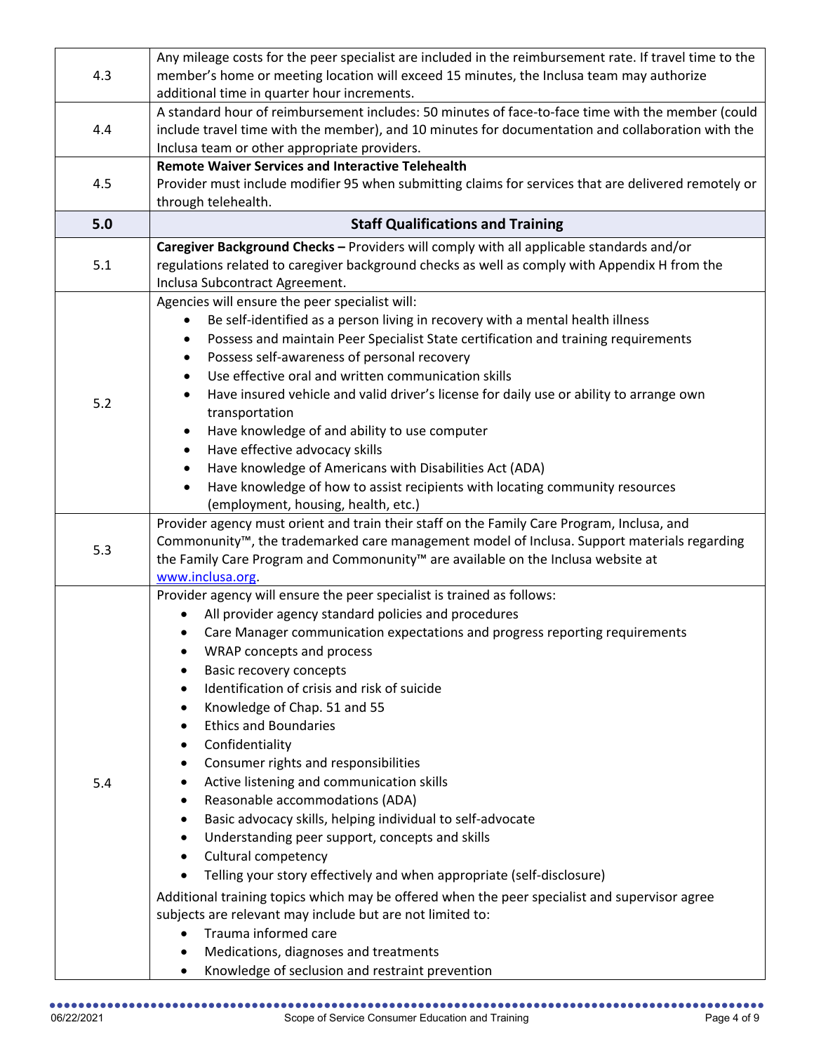| | |
|---|---|
| 4.3 | Any mileage costs for the peer specialist are included in the reimbursement rate. If travel time to the member's home or meeting location will exceed 15 minutes, the Inclusa team may authorize additional time in quarter hour increments. |
| 4.4 | A standard hour of reimbursement includes: 50 minutes of face-to-face time with the member (could include travel time with the member), and 10 minutes for documentation and collaboration with the Inclusa team or other appropriate providers. |
| 4.5 | **Remote Waiver Services and Interactive Telehealth**<br>Provider must include modifier 95 when submitting claims for services that are delivered remotely or through telehealth. |
| **5.0** | **Staff Qualifications and Training** |
| 5.1 | **Caregiver Background Checks –** Providers will comply with all applicable standards and/or regulations related to caregiver background checks as well as comply with Appendix H from the Inclusa Subcontract Agreement. |
| 5.2 | Agencies will ensure the peer specialist will:<br>• Be self-identified as a person living in recovery with a mental health illness<br>• Possess and maintain Peer Specialist State certification and training requirements<br>• Possess self-awareness of personal recovery<br>• Use effective oral and written communication skills<br>• Have insured vehicle and valid driver's license for daily use or ability to arrange own transportation<br>• Have knowledge of and ability to use computer<br>• Have effective advocacy skills<br>• Have knowledge of Americans with Disabilities Act (ADA)<br>• Have knowledge of how to assist recipients with locating community resources (employment, housing, health, etc.) |
| 5.3 | Provider agency must orient and train their staff on the Family Care Program, Inclusa, and Commonunity™, the trademarked care management model of Inclusa. Support materials regarding the Family Care Program and Commonunity™ are available on the Inclusa website at [www.inclusa.org](http://www.inclusa.org). |
| 5.4 | Provider agency will ensure the peer specialist is trained as follows:<br>• All provider agency standard policies and procedures<br>• Care Manager communication expectations and progress reporting requirements<br>• WRAP concepts and process<br>• Basic recovery concepts<br>• Identification of crisis and risk of suicide<br>• Knowledge of Chap. 51 and 55<br>• Ethics and Boundaries<br>• Confidentiality<br>• Consumer rights and responsibilities<br>• Active listening and communication skills<br>• Reasonable accommodations (ADA)<br>• Basic advocacy skills, helping individual to self-advocate<br>• Understanding peer support, concepts and skills<br>• Cultural competency<br>• Telling your story effectively and when appropriate (self-disclosure)<br><br>Additional training topics which may be offered when the peer specialist and supervisor agree subjects are relevant may include but are not limited to:<br>• Trauma informed care<br>• Medications, diagnoses and treatments<br>• Knowledge of seclusion and restraint prevention |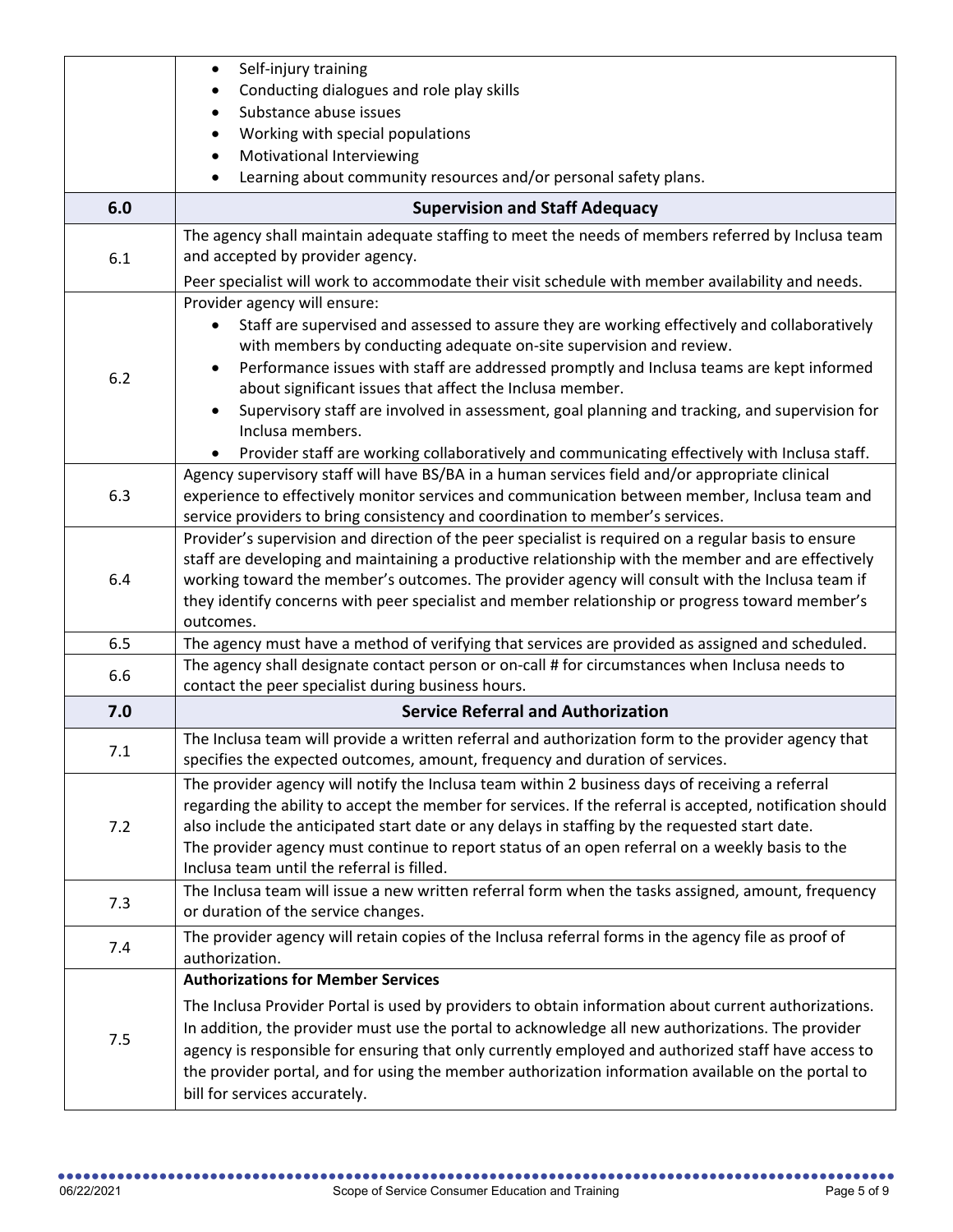| | |
|---|---|
| | • Self-injury training<br>• Conducting dialogues and role play skills<br>• Substance abuse issues<br>• Working with special populations<br>• Motivational Interviewing<br>• Learning about community resources and/or personal safety plans. |
| **6.0** | **Supervision and Staff Adequacy** |
| 6.1 | The agency shall maintain adequate staffing to meet the needs of members referred by Inclusa team and accepted by provider agency.<br>Peer specialist will work to accommodate their visit schedule with member availability and needs. |
| 6.2 | Provider agency will ensure:<br>• Staff are supervised and assessed to assure they are working effectively and collaboratively with members by conducting adequate on-site supervision and review.<br>• Performance issues with staff are addressed promptly and Inclusa teams are kept informed about significant issues that affect the Inclusa member.<br>• Supervisory staff are involved in assessment, goal planning and tracking, and supervision for Inclusa members.<br>• Provider staff are working collaboratively and communicating effectively with Inclusa staff. |
| 6.3 | Agency supervisory staff will have BS/BA in a human services field and/or appropriate clinical experience to effectively monitor services and communication between member, Inclusa team and service providers to bring consistency and coordination to member's services. |
| 6.4 | Provider's supervision and direction of the peer specialist is required on a regular basis to ensure staff are developing and maintaining a productive relationship with the member and are effectively working toward the member's outcomes. The provider agency will consult with the Inclusa team if they identify concerns with peer specialist and member relationship or progress toward member's outcomes. |
| 6.5 | The agency must have a method of verifying that services are provided as assigned and scheduled. |
| 6.6 | The agency shall designate contact person or on-call # for circumstances when Inclusa needs to contact the peer specialist during business hours. |
| **7.0** | **Service Referral and Authorization** |
| 7.1 | The Inclusa team will provide a written referral and authorization form to the provider agency that specifies the expected outcomes, amount, frequency and duration of services. |
| 7.2 | The provider agency will notify the Inclusa team within 2 business days of receiving a referral regarding the ability to accept the member for services. If the referral is accepted, notification should also include the anticipated start date or any delays in staffing by the requested start date.<br>The provider agency must continue to report status of an open referral on a weekly basis to the Inclusa team until the referral is filled. |
| 7.3 | The Inclusa team will issue a new written referral form when the tasks assigned, amount, frequency or duration of the service changes. |
| 7.4 | The provider agency will retain copies of the Inclusa referral forms in the agency file as proof of authorization. |
| 7.5 | **Authorizations for Member Services**<br>The Inclusa Provider Portal is used by providers to obtain information about current authorizations. In addition, the provider must use the portal to acknowledge all new authorizations. The provider agency is responsible for ensuring that only currently employed and authorized staff have access to the provider portal, and for using the member authorization information available on the portal to bill for services accurately. |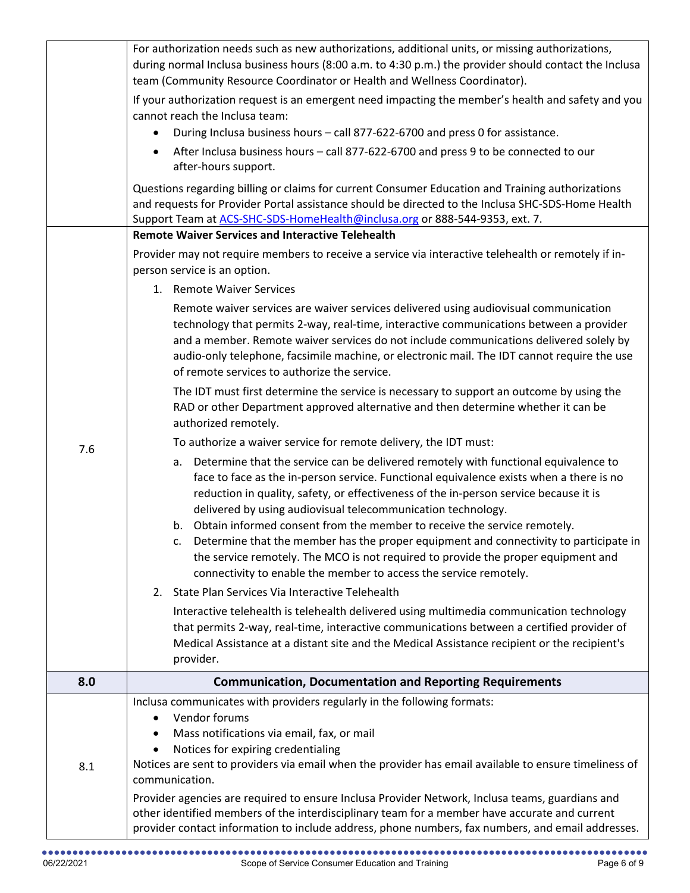| | |
|---|---|
| | For authorization needs such as new authorizations, additional units, or missing authorizations, during normal Inclusa business hours (8:00 a.m. to 4:30 p.m.) the provider should contact the Inclusa team (Community Resource Coordinator or Health and Wellness Coordinator).<br><br>If your authorization request is an emergent need impacting the member's health and safety and you cannot reach the Inclusa team:<br>• During Inclusa business hours – call 877-622-6700 and press 0 for assistance.<br>• After Inclusa business hours – call 877-622-6700 and press 9 to be connected to our after-hours support.<br><br>Questions regarding billing or claims for current Consumer Education and Training authorizations and requests for Provider Portal assistance should be directed to the Inclusa SHC-SDS-Home Health Support Team at ACS-SHC-SDS-HomeHealth@inclusa.org or 888-544-9353, ext. 7. |
| 7.6 | **Remote Waiver Services and Interactive Telehealth**<br><br>Provider may not require members to receive a service via interactive telehealth or remotely if in-person service is an option.<br><br>1. Remote Waiver Services<br><br>Remote waiver services are waiver services delivered using audiovisual communication technology that permits 2-way, real-time, interactive communications between a provider and a member. Remote waiver services do not include communications delivered solely by audio-only telephone, facsimile machine, or electronic mail. The IDT cannot require the use of remote services to authorize the service.<br><br>The IDT must first determine the service is necessary to support an outcome by using the RAD or other Department approved alternative and then determine whether it can be authorized remotely.<br><br>To authorize a waiver service for remote delivery, the IDT must:<br><br>a. Determine that the service can be delivered remotely with functional equivalence to face to face as the in-person service. Functional equivalence exists when a there is no reduction in quality, safety, or effectiveness of the in-person service because it is delivered by using audiovisual telecommunication technology.<br>b. Obtain informed consent from the member to receive the service remotely.<br>c. Determine that the member has the proper equipment and connectivity to participate in the service remotely. The MCO is not required to provide the proper equipment and connectivity to enable the member to access the service remotely.<br><br>2. State Plan Services Via Interactive Telehealth<br><br>Interactive telehealth is telehealth delivered using multimedia communication technology that permits 2-way, real-time, interactive communications between a certified provider of Medical Assistance at a distant site and the Medical Assistance recipient or the recipient's provider. |
| **8.0** | **Communication, Documentation and Reporting Requirements** |
| 8.1 | Inclusa communicates with providers regularly in the following formats:<br>• Vendor forums<br>• Mass notifications via email, fax, or mail<br>• Notices for expiring credentialing<br><br>Notices are sent to providers via email when the provider has email available to ensure timeliness of communication.<br><br>Provider agencies are required to ensure Inclusa Provider Network, Inclusa teams, guardians and other identified members of the interdisciplinary team for a member have accurate and current provider contact information to include address, phone numbers, fax numbers, and email addresses. |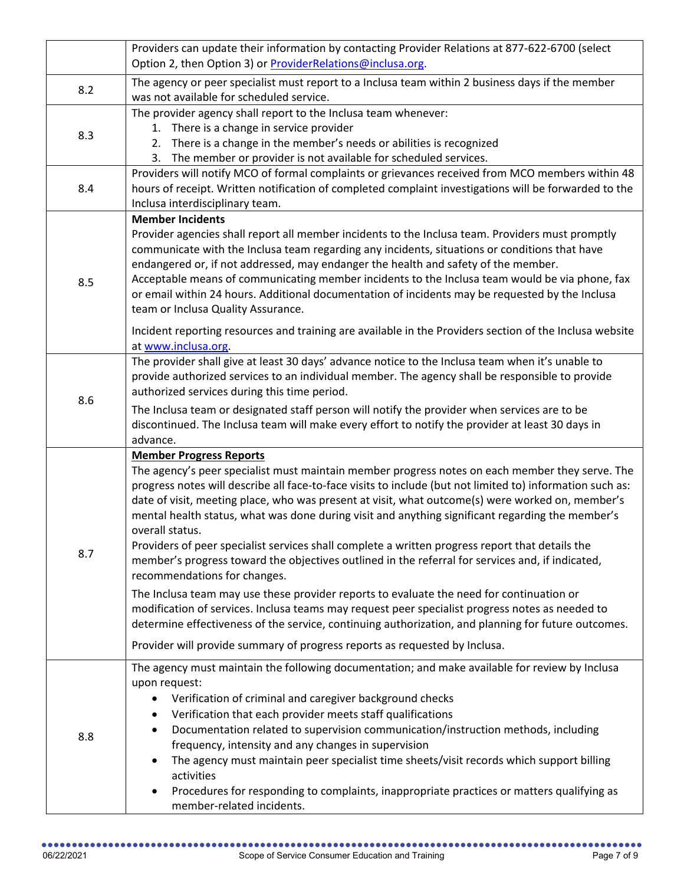| | |
|---|---|
| | Providers can update their information by contacting Provider Relations at 877-622-6700 (select Option 2, then Option 3) or ProviderRelations@inclusa.org. |
| 8.2 | The agency or peer specialist must report to a Inclusa team within 2 business days if the member was not available for scheduled service. |
| 8.3 | The provider agency shall report to the Inclusa team whenever:<br>1. There is a change in service provider<br>2. There is a change in the member's needs or abilities is recognized<br>3. The member or provider is not available for scheduled services. |
| 8.4 | Providers will notify MCO of formal complaints or grievances received from MCO members within 48 hours of receipt. Written notification of completed complaint investigations will be forwarded to the Inclusa interdisciplinary team. |
| 8.5 | **Member Incidents**<br>Provider agencies shall report all member incidents to the Inclusa team. Providers must promptly communicate with the Inclusa team regarding any incidents, situations or conditions that have endangered or, if not addressed, may endanger the health and safety of the member.<br>Acceptable means of communicating member incidents to the Inclusa team would be via phone, fax or email within 24 hours. Additional documentation of incidents may be requested by the Inclusa team or Inclusa Quality Assurance.<br><br>Incident reporting resources and training are available in the Providers section of the Inclusa website at www.inclusa.org. |
| 8.6 | The provider shall give at least 30 days' advance notice to the Inclusa team when it's unable to provide authorized services to an individual member. The agency shall be responsible to provide authorized services during this time period.<br><br>The Inclusa team or designated staff person will notify the provider when services are to be discontinued. The Inclusa team will make every effort to notify the provider at least 30 days in advance. |
| 8.7 | **Member Progress Reports**<br>The agency's peer specialist must maintain member progress notes on each member they serve. The progress notes will describe all face-to-face visits to include (but not limited to) information such as: date of visit, meeting place, who was present at visit, what outcome(s) were worked on, member's mental health status, what was done during visit and anything significant regarding the member's overall status.<br>Providers of peer specialist services shall complete a written progress report that details the member's progress toward the objectives outlined in the referral for services and, if indicated, recommendations for changes.<br><br>The Inclusa team may use these provider reports to evaluate the need for continuation or modification of services. Inclusa teams may request peer specialist progress notes as needed to determine effectiveness of the service, continuing authorization, and planning for future outcomes.<br><br>Provider will provide summary of progress reports as requested by Inclusa. |
| 8.8 | The agency must maintain the following documentation; and make available for review by Inclusa upon request:<br>• Verification of criminal and caregiver background checks<br>• Verification that each provider meets staff qualifications<br>• Documentation related to supervision communication/instruction methods, including frequency, intensity and any changes in supervision<br>• The agency must maintain peer specialist time sheets/visit records which support billing activities<br>• Procedures for responding to complaints, inappropriate practices or matters qualifying as member-related incidents. |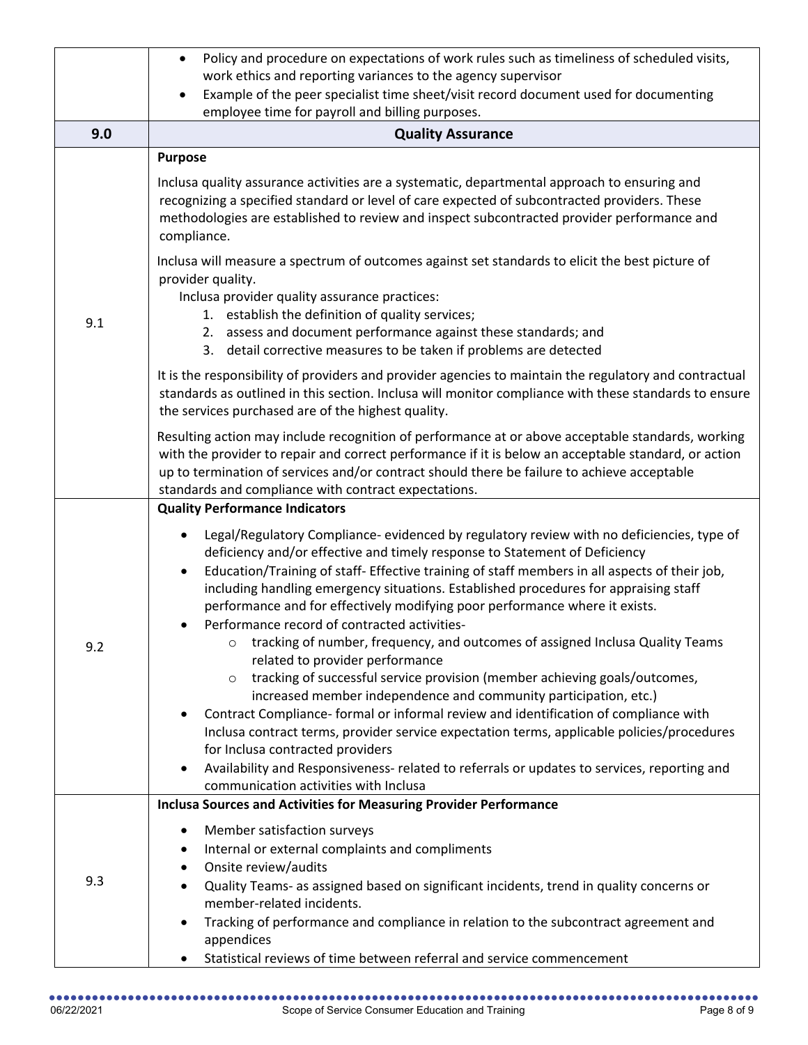| | |
|---|---|
| | • Policy and procedure on expectations of work rules such as timeliness of scheduled visits, work ethics and reporting variances to the agency supervisor<br>• Example of the peer specialist time sheet/visit record document used for documenting employee time for payroll and billing purposes. |
| **9.0** | **Quality Assurance** |
| 9.1 | **Purpose**<br><br>Inclusa quality assurance activities are a systematic, departmental approach to ensuring and recognizing a specified standard or level of care expected of subcontracted providers. These methodologies are established to review and inspect subcontracted provider performance and compliance.<br><br>Inclusa will measure a spectrum of outcomes against set standards to elicit the best picture of provider quality.<br>Inclusa provider quality assurance practices:<br>1. establish the definition of quality services;<br>2. assess and document performance against these standards; and<br>3. detail corrective measures to be taken if problems are detected<br><br>It is the responsibility of providers and provider agencies to maintain the regulatory and contractual standards as outlined in this section. Inclusa will monitor compliance with these standards to ensure the services purchased are of the highest quality.<br><br>Resulting action may include recognition of performance at or above acceptable standards, working with the provider to repair and correct performance if it is below an acceptable standard, or action up to termination of services and/or contract should there be failure to achieve acceptable standards and compliance with contract expectations. |
| 9.2 | **Quality Performance Indicators**<br><br>• Legal/Regulatory Compliance- evidenced by regulatory review with no deficiencies, type of deficiency and/or effective and timely response to Statement of Deficiency<br>• Education/Training of staff- Effective training of staff members in all aspects of their job, including handling emergency situations. Established procedures for appraising staff performance and for effectively modifying poor performance where it exists.<br>• Performance record of contracted activities-<br>  ○ tracking of number, frequency, and outcomes of assigned Inclusa Quality Teams related to provider performance<br>  ○ tracking of successful service provision (member achieving goals/outcomes, increased member independence and community participation, etc.)<br>• Contract Compliance- formal or informal review and identification of compliance with Inclusa contract terms, provider service expectation terms, applicable policies/procedures for Inclusa contracted providers<br>• Availability and Responsiveness- related to referrals or updates to services, reporting and communication activities with Inclusa |
| 9.3 | **Inclusa Sources and Activities for Measuring Provider Performance**<br><br>• Member satisfaction surveys<br>• Internal or external complaints and compliments<br>• Onsite review/audits<br>• Quality Teams- as assigned based on significant incidents, trend in quality concerns or member-related incidents.<br>• Tracking of performance and compliance in relation to the subcontract agreement and appendices<br>• Statistical reviews of time between referral and service commencement |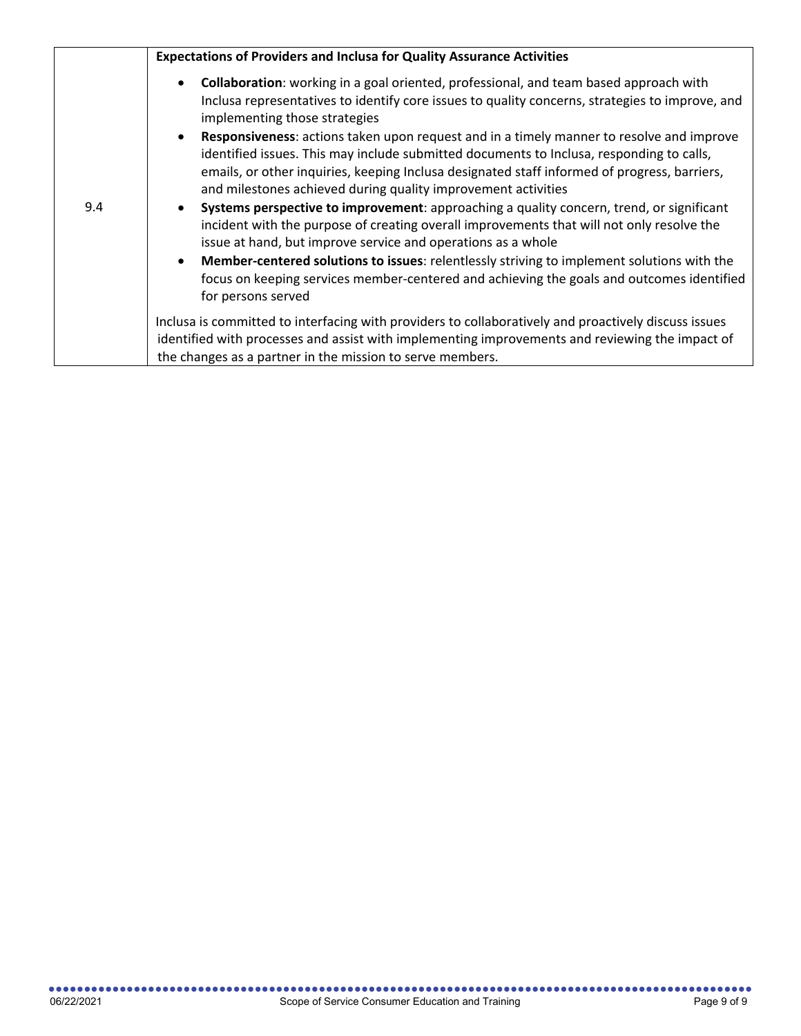| | |
|---|---|
| 9.4 | **Expectations of Providers and Inclusa for Quality Assurance Activities**<br><br>• **Collaboration**: working in a goal oriented, professional, and team based approach with Inclusa representatives to identify core issues to quality concerns, strategies to improve, and implementing those strategies<br>• **Responsiveness**: actions taken upon request and in a timely manner to resolve and improve identified issues. This may include submitted documents to Inclusa, responding to calls, emails, or other inquiries, keeping Inclusa designated staff informed of progress, barriers, and milestones achieved during quality improvement activities<br>• **Systems perspective to improvement**: approaching a quality concern, trend, or significant incident with the purpose of creating overall improvements that will not only resolve the issue at hand, but improve service and operations as a whole<br>• **Member-centered solutions to issues**: relentlessly striving to implement solutions with the focus on keeping services member-centered and achieving the goals and outcomes identified for persons served<br><br>Inclusa is committed to interfacing with providers to collaboratively and proactively discuss issues identified with processes and assist with implementing improvements and reviewing the impact of the changes as a partner in the mission to serve members. |